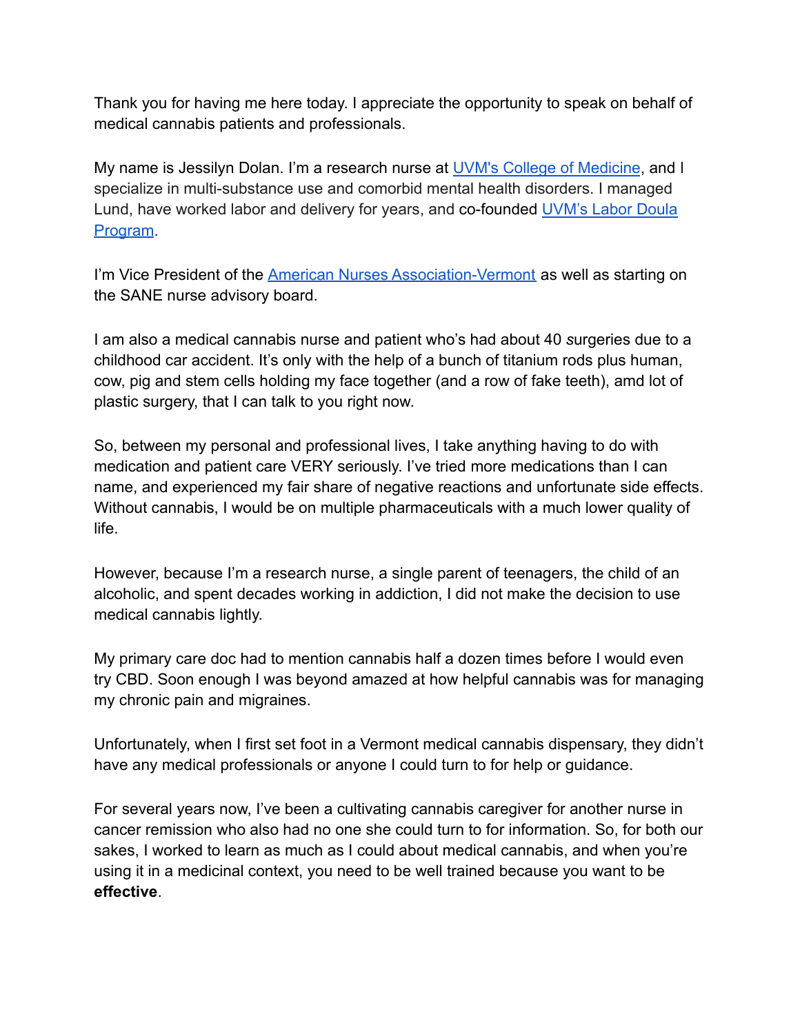Thank you for having me here today. I appreciate the opportunity to speak on behalf of medical cannabis patients and professionals.

My name is Jessilyn Dolan. I'm a research nurse at [UVM's College of Medicine](), and I specialize in multi-substance use and comorbid mental health disorders. I managed Lund, have worked labor and delivery for years, and co-founded [UVM's Labor Doula Program]().

I'm Vice President of the [American Nurses Association-Vermont]() as well as starting on the SANE nurse advisory board.

I am also a medical cannabis nurse and patient who's had about 40 *s*urgeries due to a childhood car accident. It's only with the help of a bunch of titanium rods plus human, cow, pig and stem cells holding my face together (and a row of fake teeth), amd lot of plastic surgery, that I can talk to you right now.

So, between my personal and professional lives, I take anything having to do with medication and patient care VERY seriously. I've tried more medications than I can name, and experienced my fair share of negative reactions and unfortunate side effects. Without cannabis, I would be on multiple pharmaceuticals with a much lower quality of life.

However, because I'm a research nurse, a single parent of teenagers, the child of an alcoholic, and spent decades working in addiction, I did not make the decision to use medical cannabis lightly.

My primary care doc had to mention cannabis half a dozen times before I would even try CBD. Soon enough I was beyond amazed at how helpful cannabis was for managing my chronic pain and migraines.

Unfortunately, when I first set foot in a Vermont medical cannabis dispensary, they didn't have any medical professionals or anyone I could turn to for help or guidance.

For several years now, I've been a cultivating cannabis caregiver for another nurse in cancer remission who also had no one she could turn to for information. So, for both our sakes, I worked to learn as much as I could about medical cannabis, and when you're using it in a medicinal context, you need to be well trained because you want to be **effective**.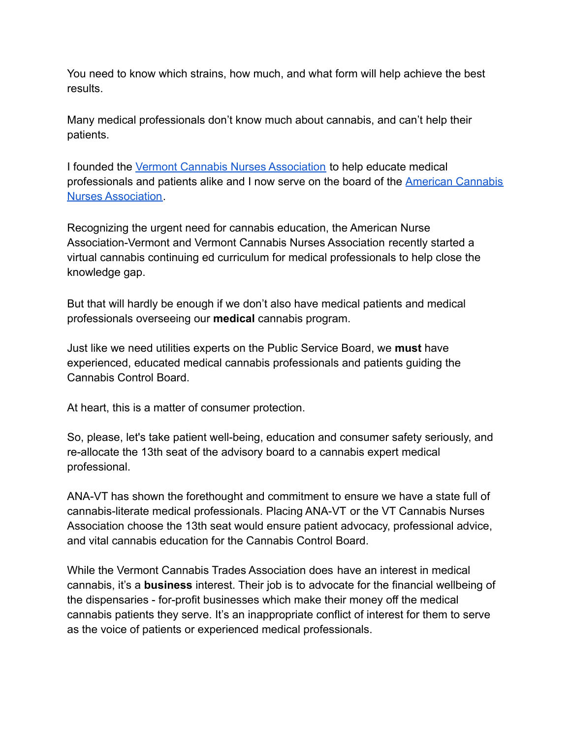You need to know which strains, how much, and what form will help achieve the best results.

Many medical professionals don't know much about cannabis, and can't help their patients.

I founded the [Vermont Cannabis Nurses Association]() to help educate medical professionals and patients alike and I now serve on the board of the [American Cannabis Nurses Association]().

Recognizing the urgent need for cannabis education, the American Nurse Association-Vermont and Vermont Cannabis Nurses Association recently started a virtual cannabis continuing ed curriculum for medical professionals to help close the knowledge gap.

But that will hardly be enough if we don't also have medical patients and medical professionals overseeing our **medical** cannabis program.

Just like we need utilities experts on the Public Service Board, we **must** have experienced, educated medical cannabis professionals and patients guiding the Cannabis Control Board.

At heart, this is a matter of consumer protection.

So, please, let's take patient well-being, education and consumer safety seriously, and re-allocate the 13th seat of the advisory board to a cannabis expert medical professional.

ANA-VT has shown the forethought and commitment to ensure we have a state full of cannabis-literate medical professionals. Placing ANA-VT or the VT Cannabis Nurses Association choose the 13th seat would ensure patient advocacy, professional advice, and vital cannabis education for the Cannabis Control Board.

While the Vermont Cannabis Trades Association does have an interest in medical cannabis, it's a **business** interest. Their job is to advocate for the financial wellbeing of the dispensaries - for-profit businesses which make their money off the medical cannabis patients they serve. It's an inappropriate conflict of interest for them to serve as the voice of patients or experienced medical professionals.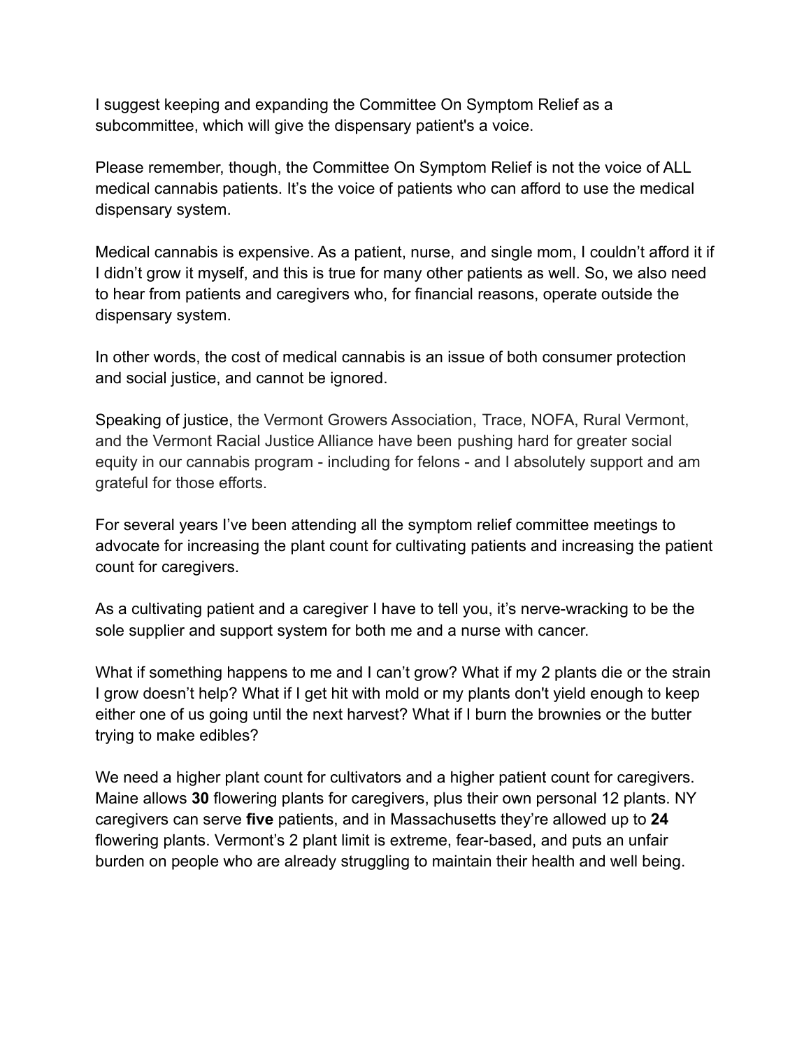I suggest keeping and expanding the Committee On Symptom Relief as a subcommittee, which will give the dispensary patient's a voice.

Please remember, though, the Committee On Symptom Relief is not the voice of ALL medical cannabis patients. It's the voice of patients who can afford to use the medical dispensary system.

Medical cannabis is expensive. As a patient, nurse, and single mom, I couldn't afford it if I didn't grow it myself, and this is true for many other patients as well. So, we also need to hear from patients and caregivers who, for financial reasons, operate outside the dispensary system.

In other words, the cost of medical cannabis is an issue of both consumer protection and social justice, and cannot be ignored.

Speaking of justice, the Vermont Growers Association, Trace, NOFA, Rural Vermont, and the Vermont Racial Justice Alliance have been pushing hard for greater social equity in our cannabis program - including for felons - and I absolutely support and am grateful for those efforts.

For several years I've been attending all the symptom relief committee meetings to advocate for increasing the plant count for cultivating patients and increasing the patient count for caregivers.

As a cultivating patient and a caregiver I have to tell you, it's nerve-wracking to be the sole supplier and support system for both me and a nurse with cancer.

What if something happens to me and I can't grow? What if my 2 plants die or the strain I grow doesn't help? What if I get hit with mold or my plants don't yield enough to keep either one of us going until the next harvest? What if I burn the brownies or the butter trying to make edibles?

We need a higher plant count for cultivators and a higher patient count for caregivers. Maine allows **30** flowering plants for caregivers, plus their own personal 12 plants. NY caregivers can serve **five** patients, and in Massachusetts they're allowed up to **24** flowering plants. Vermont's 2 plant limit is extreme, fear-based, and puts an unfair burden on people who are already struggling to maintain their health and well being.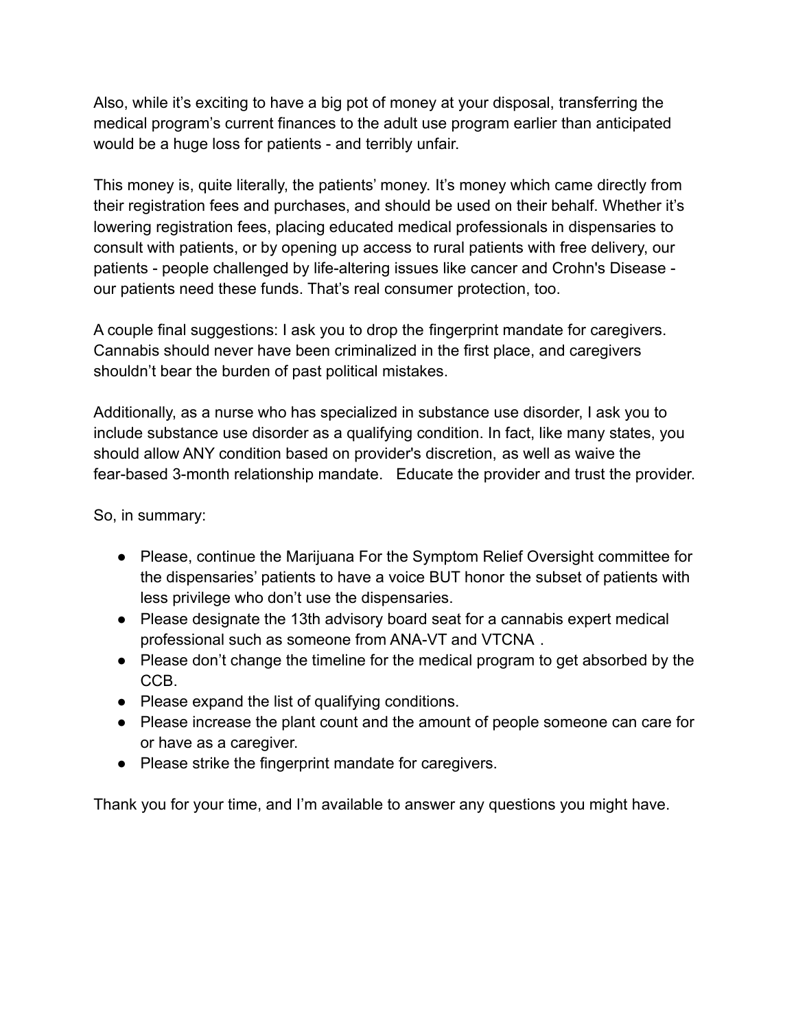Also, while it's exciting to have a big pot of money at your disposal, transferring the medical program's current finances to the adult use program earlier than anticipated would be a huge loss for patients - and terribly unfair.

This money is, quite literally, the patients' money. It's money which came directly from their registration fees and purchases, and should be used on their behalf. Whether it's lowering registration fees, placing educated medical professionals in dispensaries to consult with patients, or by opening up access to rural patients with free delivery, our patients - people challenged by life-altering issues like cancer and Crohn's Disease - our patients need these funds. That's real consumer protection, too.

A couple final suggestions: I ask you to drop the fingerprint mandate for caregivers. Cannabis should never have been criminalized in the first place, and caregivers shouldn't bear the burden of past political mistakes.

Additionally, as a nurse who has specialized in substance use disorder, I ask you to include substance use disorder as a qualifying condition. In fact, like many states, you should allow ANY condition based on provider's discretion, as well as waive the fear-based 3-month relationship mandate. Educate the provider and trust the provider.

So, in summary:

- Please, continue the Marijuana For the Symptom Relief Oversight committee for the dispensaries' patients to have a voice BUT honor the subset of patients with less privilege who don't use the dispensaries.
- Please designate the 13th advisory board seat for a cannabis expert medical professional such as someone from ANA-VT and VTCNA .
- Please don't change the timeline for the medical program to get absorbed by the CCB.
- Please expand the list of qualifying conditions.
- Please increase the plant count and the amount of people someone can care for or have as a caregiver.
- Please strike the fingerprint mandate for caregivers.

Thank you for your time, and I'm available to answer any questions you might have.